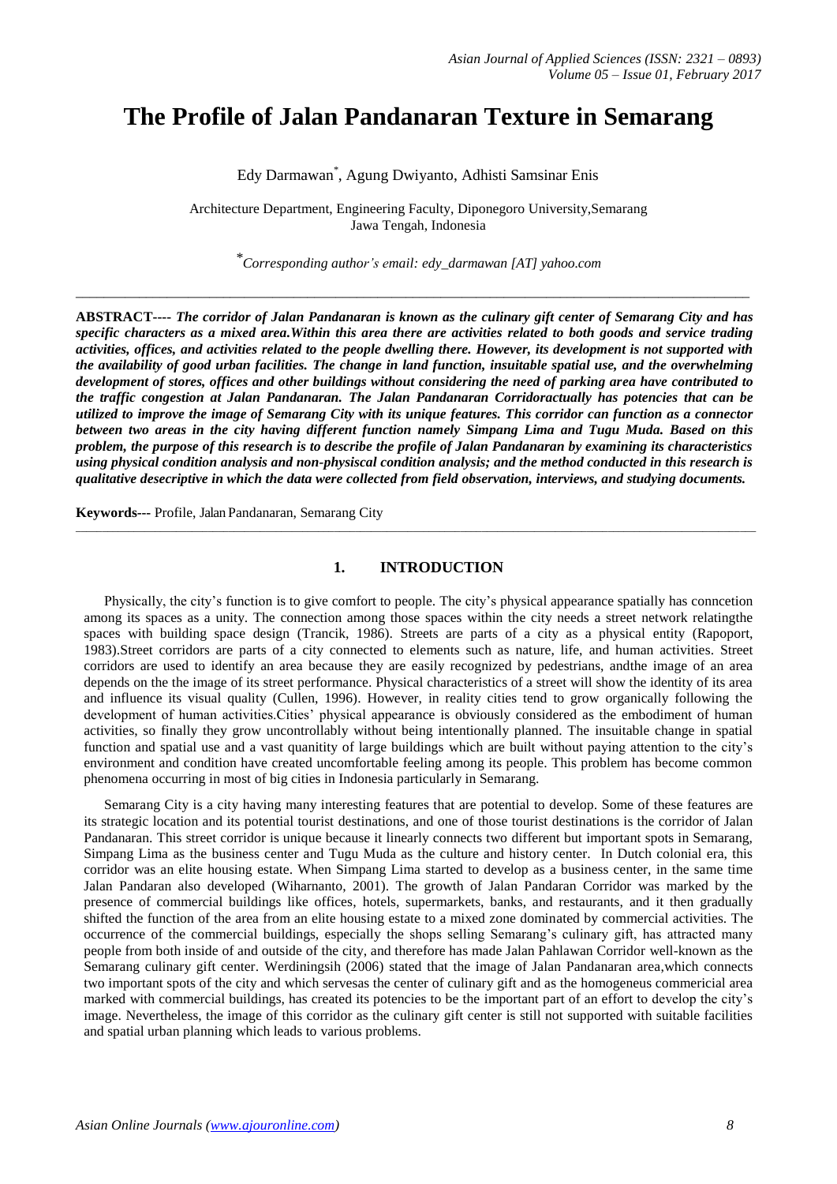# The Profile of Jalan Pandanaran Texture in Semarang

Edy Darmawan*, Agung Dwiyanto, Adhisti Samsinar Enis

Architecture Department, Engineering Faculty, Diponegoro University,Semarang
Jawa Tengah, Indonesia

*Corresponding author's email: edy_darmawan [AT] yahoo.com

---

**ABSTRACT----** ***The corridor of Jalan Pandanaran is known as the culinary gift center of Semarang City and has specific characters as a mixed area.Within this area there are activities related to both goods and service trading activities, offices, and activities related to the people dwelling there. However, its development is not supported with the availability of good urban facilities. The change in land function, insuitable spatial use, and the overwhelming development of stores, offices and other buildings without considering the need of parking area have contributed to the traffic congestion at Jalan Pandanaran. The Jalan Pandanaran Corridoractually has potencies that can be utilized to improve the image of Semarang City with its unique features. This corridor can function as a connector between two areas in the city having different function namely Simpang Lima and Tugu Muda. Based on this problem, the purpose of this research is to describe the profile of Jalan Pandanaran by examining its characteristics using physical condition analysis and non-physiscal condition analysis; and the method conducted in this research is qualitative desecriptive in which the data were collected from field observation, interviews, and studying documents.***

**Keywords---** Profile, Jalan Pandanaran, Semarang City

---

## 1. INTRODUCTION

Physically, the city's function is to give comfort to people. The city's physical appearance spatially has conncetion among its spaces as a unity. The connection among those spaces within the city needs a street network relatingthe spaces with building space design (Trancik, 1986). Streets are parts of a city as a physical entity (Rapoport, 1983).Street corridors are parts of a city connected to elements such as nature, life, and human activities. Street corridors are used to identify an area because they are easily recognized by pedestrians, andthe image of an area depends on the the image of its street performance. Physical characteristics of a street will show the identity of its area and influence its visual quality (Cullen, 1996). However, in reality cities tend to grow organically following the development of human activities.Cities' physical appearance is obviously considered as the embodiment of human activities, so finally they grow uncontrollably without being intentionally planned. The insuitable change in spatial function and spatial use and a vast quanitity of large buildings which are built without paying attention to the city's environment and condition have created uncomfortable feeling among its people. This problem has become common phenomena occurring in most of big cities in Indonesia particularly in Semarang.

Semarang City is a city having many interesting features that are potential to develop. Some of these features are its strategic location and its potential tourist destinations, and one of those tourist destinations is the corridor of Jalan Pandanaran. This street corridor is unique because it linearly connects two different but important spots in Semarang, Simpang Lima as the business center and Tugu Muda as the culture and history center. In Dutch colonial era, this corridor was an elite housing estate. When Simpang Lima started to develop as a business center, in the same time Jalan Pandaran also developed (Wiharnanto, 2001). The growth of Jalan Pandaran Corridor was marked by the presence of commercial buildings like offices, hotels, supermarkets, banks, and restaurants, and it then gradually shifted the function of the area from an elite housing estate to a mixed zone dominated by commercial activities. The occurrence of the commercial buildings, especially the shops selling Semarang's culinary gift, has attracted many people from both inside of and outside of the city, and therefore has made Jalan Pahlawan Corridor well-known as the Semarang culinary gift center. Werdiningsih (2006) stated that the image of Jalan Pandanaran area,which connects two important spots of the city and which servesas the center of culinary gift and as the homogeneus commericial area marked with commercial buildings, has created its potencies to be the important part of an effort to develop the city's image. Nevertheless, the image of this corridor as the culinary gift center is still not supported with suitable facilities and spatial urban planning which leads to various problems.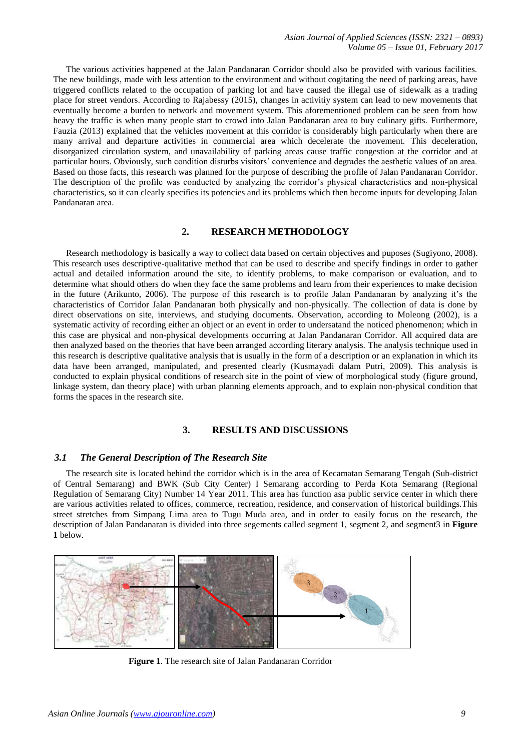The various activities happened at the Jalan Pandanaran Corridor should also be provided with various facilities. The new buildings, made with less attention to the environment and without cogitating the need of parking areas, have triggered conflicts related to the occupation of parking lot and have caused the illegal use of sidewalk as a trading place for street vendors. According to Rajabessy (2015), changes in activitiy system can lead to new movements that eventually become a burden to network and movement system. This aforementioned problem can be seen from how heavy the traffic is when many people start to crowd into Jalan Pandanaran area to buy culinary gifts. Furthermore, Fauzia (2013) explained that the vehicles movement at this corridor is considerably high particularly when there are many arrival and departure activities in commercial area which decelerate the movement. This deceleration, disorganized circulation system, and unavailability of parking areas cause traffic congestion at the corridor and at particular hours. Obviously, such condition disturbs visitors' convenience and degrades the aesthetic values of an area. Based on those facts, this research was planned for the purpose of describing the profile of Jalan Pandanaran Corridor. The description of the profile was conducted by analyzing the corridor's physical characteristics and non-physical characteristics, so it can clearly specifies its potencies and its problems which then become inputs for developing Jalan Pandanaran area.

## 2. RESEARCH METHODOLOGY

Research methodology is basically a way to collect data based on certain objectives and puposes (Sugiyono, 2008). This research uses descriptive-qualitative method that can be used to describe and specify findings in order to gather actual and detailed information around the site, to identify problems, to make comparison or evaluation, and to determine what should others do when they face the same problems and learn from their experiences to make decision in the future (Arikunto, 2006). The purpose of this research is to profile Jalan Pandanaran by analyzing it's the characteristics of Corridor Jalan Pandanaran both physically and non-physically. The collection of data is done by direct observations on site, interviews, and studying documents. Observation, according to Moleong (2002), is a systematic activity of recording either an object or an event in order to undersatand the noticed phenomenon; which in this case are physical and non-physical developments occurring at Jalan Pandanaran Corridor. All acquired data are then analyzed based on the theories that have been arranged according literary analysis. The analysis technique used in this research is descriptive qualitative analysis that is usually in the form of a description or an explanation in which its data have been arranged, manipulated, and presented clearly (Kusmayadi dalam Putri, 2009). This analysis is conducted to explain physical conditions of research site in the point of view of morphological study (figure ground, linkage system, dan theory place) with urban planning elements approach, and to explain non-physical condition that forms the spaces in the research site.

## 3. RESULTS AND DISCUSSIONS

### *3.1 The General Description of The Research Site*

The research site is located behind the corridor which is in the area of Kecamatan Semarang Tengah (Sub-district of Central Semarang) and BWK (Sub City Center) I Semarang according to Perda Kota Semarang (Regional Regulation of Semarang City) Number 14 Year 2011. This area has function asa public service center in which there are various activities related to offices, commerce, recreation, residence, and conservation of historical buildings.This street stretches from Simpang Lima area to Tugu Muda area, and in order to easily focus on the research, the description of Jalan Pandanaran is divided into three segements called segment 1, segment 2, and segment3 in **Figure 1** below.

**Figure 1**. The research site of Jalan Pandanaran Corridor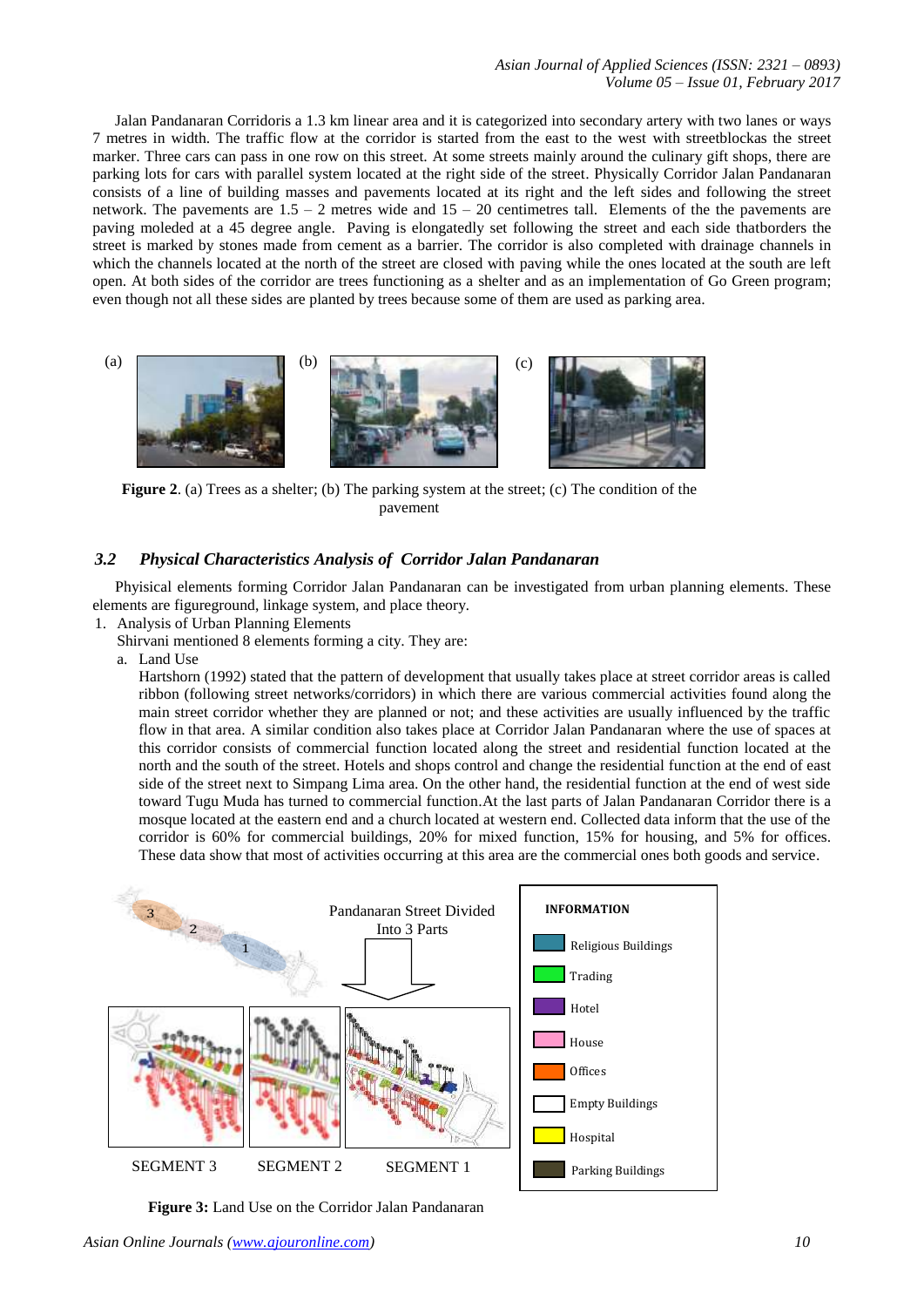Jalan Pandanaran Corridoris a 1.3 km linear area and it is categorized into secondary artery with two lanes or ways 7 metres in width. The traffic flow at the corridor is started from the east to the west with streetblockas the street marker. Three cars can pass in one row on this street. At some streets mainly around the culinary gift shops, there are parking lots for cars with parallel system located at the right side of the street. Physically Corridor Jalan Pandanaran consists of a line of building masses and pavements located at its right and the left sides and following the street network. The pavements are 1.5 – 2 metres wide and 15 – 20 centimetres tall. Elements of the the pavements are paving moleded at a 45 degree angle. Paving is elongatedly set following the street and each side thatborders the street is marked by stones made from cement as a barrier. The corridor is also completed with drainage channels in which the channels located at the north of the street are closed with paving while the ones located at the south are left open. At both sides of the corridor are trees functioning as a shelter and as an implementation of Go Green program; even though not all these sides are planted by trees because some of them are used as parking area.

**Figure 2**. (a) Trees as a shelter; (b) The parking system at the street; (c) The condition of the pavement

### *3.2 Physical Characteristics Analysis of Corridor Jalan Pandanaran*

Phyisical elements forming Corridor Jalan Pandanaran can be investigated from urban planning elements. These elements are figureground, linkage system, and place theory.

1. Analysis of Urban Planning Elements

   Shirvani mentioned 8 elements forming a city. They are:

   a. Land Use

      Hartshorn (1992) stated that the pattern of development that usually takes place at street corridor areas is called ribbon (following street networks/corridors) in which there are various commercial activities found along the main street corridor whether they are planned or not; and these activities are usually influenced by the traffic flow in that area. A similar condition also takes place at Corridor Jalan Pandanaran where the use of spaces at this corridor consists of commercial function located along the street and residential function located at the north and the south of the street. Hotels and shops control and change the residential function at the end of east side of the street next to Simpang Lima area. On the other hand, the residential function at the end of west side toward Tugu Muda has turned to commercial function.At the last parts of Jalan Pandanaran Corridor there is a mosque located at the eastern end and a church located at western end. Collected data inform that the use of the corridor is 60% for commercial buildings, 20% for mixed function, 15% for housing, and 5% for offices. These data show that most of activities occurring at this area are the commercial ones both goods and service.

**Figure 3:** Land Use on the Corridor Jalan Pandanaran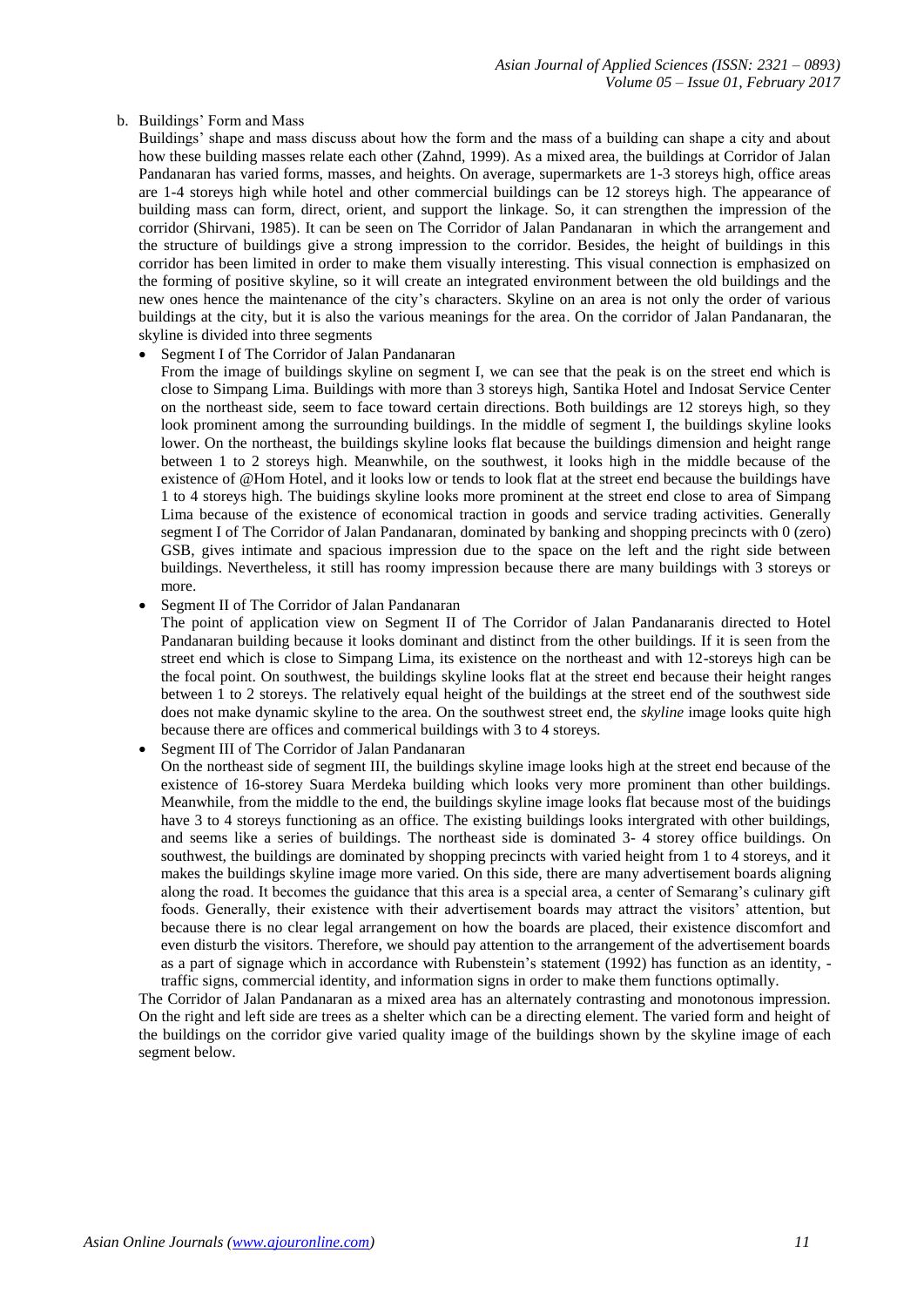b. Buildings' Form and Mass

Buildings' shape and mass discuss about how the form and the mass of a building can shape a city and about how these building masses relate each other (Zahnd, 1999). As a mixed area, the buildings at Corridor of Jalan Pandanaran has varied forms, masses, and heights. On average, supermarkets are 1-3 storeys high, office areas are 1-4 storeys high while hotel and other commercial buildings can be 12 storeys high. The appearance of building mass can form, direct, orient, and support the linkage. So, it can strengthen the impression of the corridor (Shirvani, 1985). It can be seen on The Corridor of Jalan Pandanaran in which the arrangement and the structure of buildings give a strong impression to the corridor. Besides, the height of buildings in this corridor has been limited in order to make them visually interesting. This visual connection is emphasized on the forming of positive skyline, so it will create an integrated environment between the old buildings and the new ones hence the maintenance of the city's characters. Skyline on an area is not only the order of various buildings at the city, but it is also the various meanings for the area. On the corridor of Jalan Pandanaran, the skyline is divided into three segments

- Segment I of The Corridor of Jalan Pandanaran

  From the image of buildings skyline on segment I, we can see that the peak is on the street end which is close to Simpang Lima. Buildings with more than 3 storeys high, Santika Hotel and Indosat Service Center on the northeast side, seem to face toward certain directions. Both buildings are 12 storeys high, so they look prominent among the surrounding buildings. In the middle of segment I, the buildings skyline looks lower. On the northeast, the buildings skyline looks flat because the buildings dimension and height range between 1 to 2 storeys high. Meanwhile, on the southwest, it looks high in the middle because of the existence of @Hom Hotel, and it looks low or tends to look flat at the street end because the buildings have 1 to 4 storeys high. The buidings skyline looks more prominent at the street end close to area of Simpang Lima because of the existence of economical traction in goods and service trading activities. Generally segment I of The Corridor of Jalan Pandanaran, dominated by banking and shopping precincts with 0 (zero) GSB, gives intimate and spacious impression due to the space on the left and the right side between buildings. Nevertheless, it still has roomy impression because there are many buildings with 3 storeys or more.

- Segment II of The Corridor of Jalan Pandanaran

  The point of application view on Segment II of The Corridor of Jalan Pandanaranis directed to Hotel Pandanaran building because it looks dominant and distinct from the other buildings. If it is seen from the street end which is close to Simpang Lima, its existence on the northeast and with 12-storeys high can be the focal point. On southwest, the buildings skyline looks flat at the street end because their height ranges between 1 to 2 storeys. The relatively equal height of the buildings at the street end of the southwest side does not make dynamic skyline to the area. On the southwest street end, the *skyline* image looks quite high because there are offices and commerical buildings with 3 to 4 storeys.

- Segment III of The Corridor of Jalan Pandanaran

  On the northeast side of segment III, the buildings skyline image looks high at the street end because of the existence of 16-storey Suara Merdeka building which looks very more prominent than other buildings. Meanwhile, from the middle to the end, the buildings skyline image looks flat because most of the buidings have 3 to 4 storeys functioning as an office. The existing buildings looks intergrated with other buildings, and seems like a series of buildings. The northeast side is dominated 3- 4 storey office buildings. On southwest, the buildings are dominated by shopping precincts with varied height from 1 to 4 storeys, and it makes the buildings skyline image more varied. On this side, there are many advertisement boards aligning along the road. It becomes the guidance that this area is a special area, a center of Semarang's culinary gift foods. Generally, their existence with their advertisement boards may attract the visitors' attention, but because there is no clear legal arrangement on how the boards are placed, their existence discomfort and even disturb the visitors. Therefore, we should pay attention to the arrangement of the advertisement boards as a part of signage which in accordance with Rubenstein's statement (1992) has function as an identity, -traffic signs, commercial identity, and information signs in order to make them functions optimally.

The Corridor of Jalan Pandanaran as a mixed area has an alternately contrasting and monotonous impression. On the right and left side are trees as a shelter which can be a directing element. The varied form and height of the buildings on the corridor give varied quality image of the buildings shown by the skyline image of each segment below.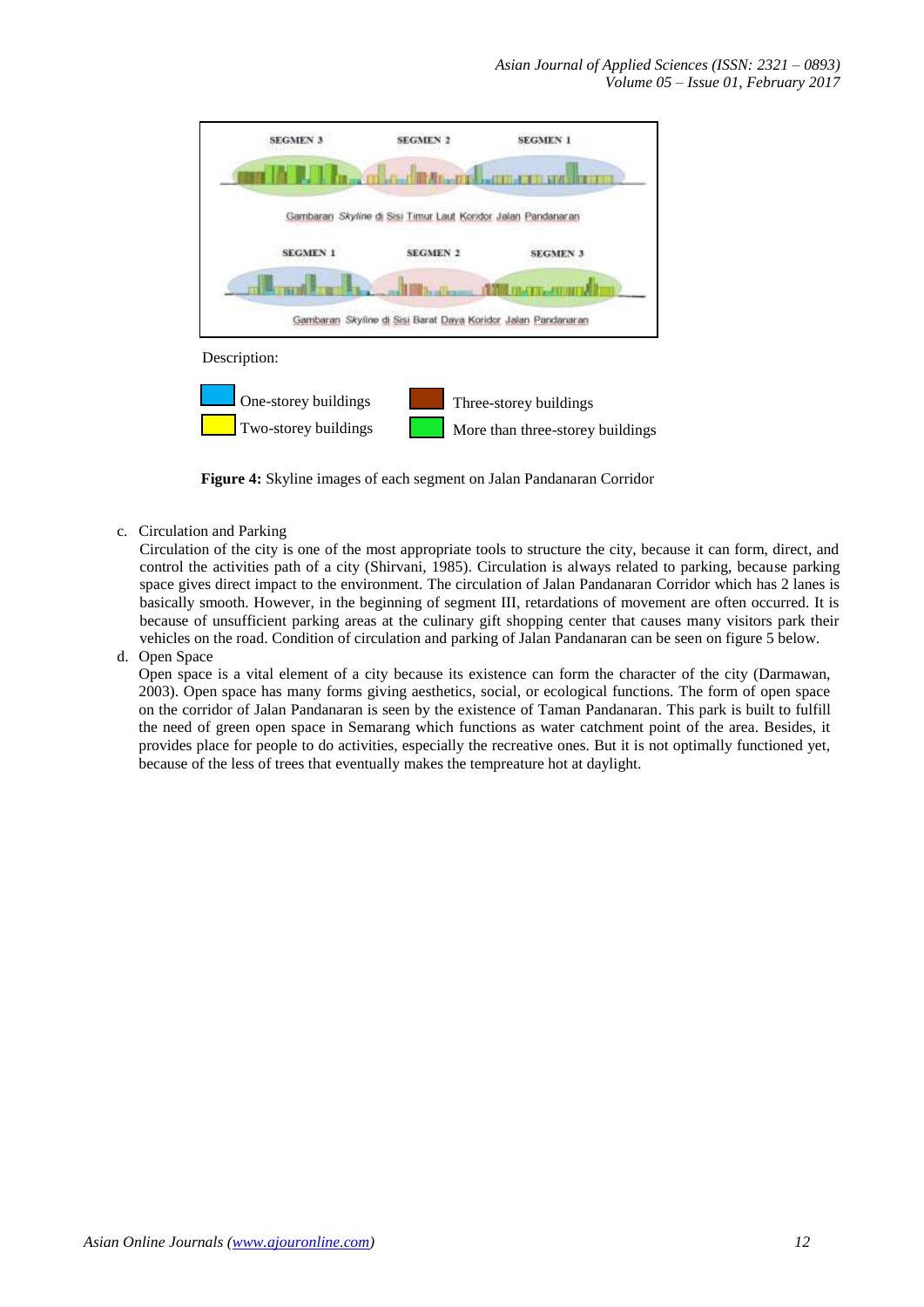Description:

One-storey buildings

Two-storey buildings

Three-storey buildings

More than three-storey buildings

**Figure 4:** Skyline images of each segment on Jalan Pandanaran Corridor

c. Circulation and Parking

Circulation of the city is one of the most appropriate tools to structure the city, because it can form, direct, and control the activities path of a city (Shirvani, 1985). Circulation is always related to parking, because parking space gives direct impact to the environment. The circulation of Jalan Pandanaran Corridor which has 2 lanes is basically smooth. However, in the beginning of segment III, retardations of movement are often occurred. It is because of unsufficient parking areas at the culinary gift shopping center that causes many visitors park their vehicles on the road. Condition of circulation and parking of Jalan Pandanaran can be seen on figure 5 below.

d. Open Space

Open space is a vital element of a city because its existence can form the character of the city (Darmawan, 2003). Open space has many forms giving aesthetics, social, or ecological functions. The form of open space on the corridor of Jalan Pandanaran is seen by the existence of Taman Pandanaran. This park is built to fulfill the need of green open space in Semarang which functions as water catchment point of the area. Besides, it provides place for people to do activities, especially the recreative ones. But it is not optimally functioned yet, because of the less of trees that eventually makes the tempreature hot at daylight.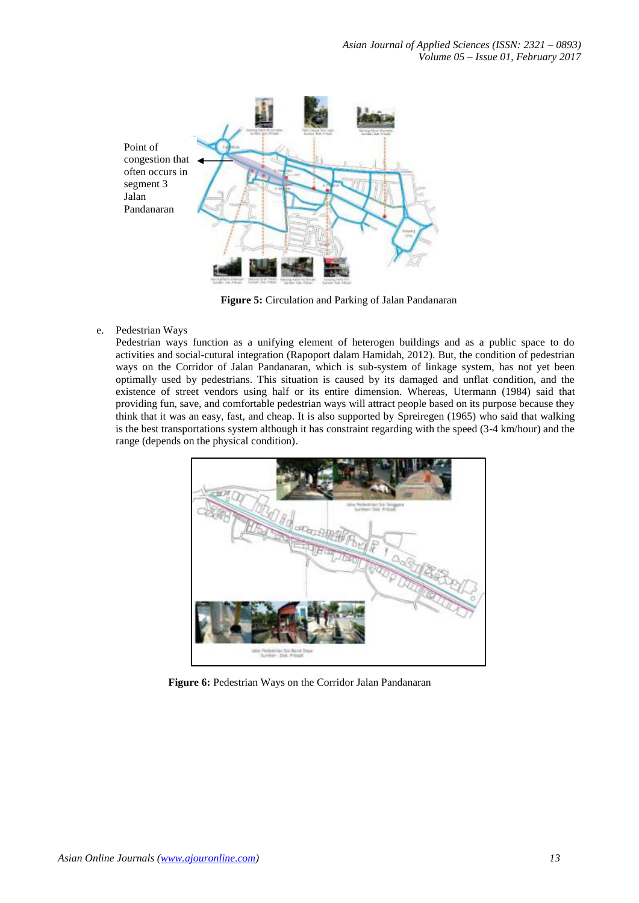Point of congestion that often occurs in segment 3 Jalan Pandanaran

**Figure 5:** Circulation and Parking of Jalan Pandanaran

e. Pedestrian Ways

Pedestrian ways function as a unifying element of heterogen buildings and as a public space to do activities and social-cutural integration (Rapoport dalam Hamidah, 2012). But, the condition of pedestrian ways on the Corridor of Jalan Pandanaran, which is sub-system of linkage system, has not yet been optimally used by pedestrians. This situation is caused by its damaged and unflat condition, and the existence of street vendors using half or its entire dimension. Whereas, Utermann (1984) said that providing fun, save, and comfortable pedestrian ways will attract people based on its purpose because they think that it was an easy, fast, and cheap. It is also supported by Spreiregen (1965) who said that walking is the best transportations system although it has constraint regarding with the speed (3-4 km/hour) and the range (depends on the physical condition).

**Figure 6:** Pedestrian Ways on the Corridor Jalan Pandanaran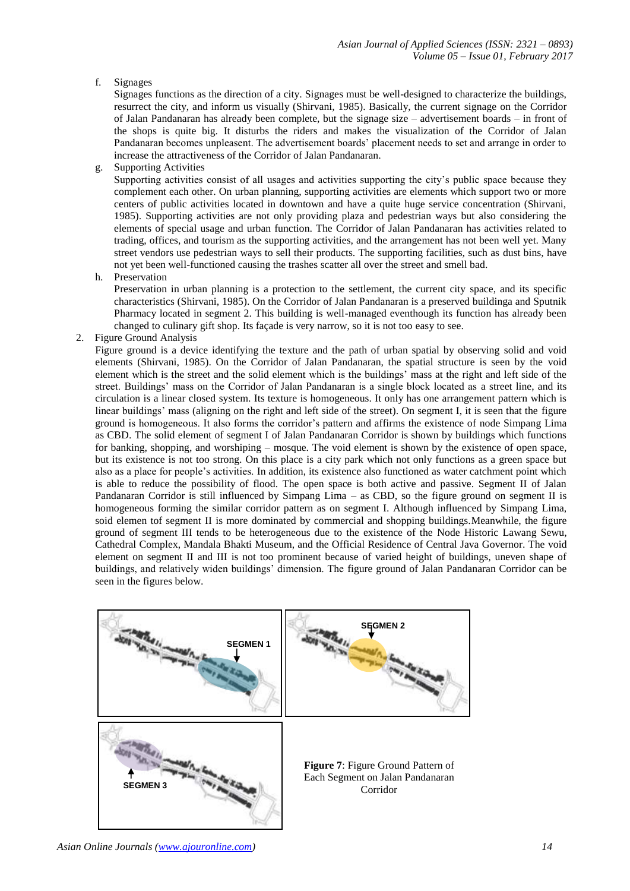f. Signages

Signages functions as the direction of a city. Signages must be well-designed to characterize the buildings, resurrect the city, and inform us visually (Shirvani, 1985). Basically, the current signage on the Corridor of Jalan Pandanaran has already been complete, but the signage size – advertisement boards – in front of the shops is quite big. It disturbs the riders and makes the visualization of the Corridor of Jalan Pandanaran becomes unpleasent. The advertisement boards' placement needs to set and arrange in order to increase the attractiveness of the Corridor of Jalan Pandanaran.

g. Supporting Activities

Supporting activities consist of all usages and activities supporting the city's public space because they complement each other. On urban planning, supporting activities are elements which support two or more centers of public activities located in downtown and have a quite huge service concentration (Shirvani, 1985). Supporting activities are not only providing plaza and pedestrian ways but also considering the elements of special usage and urban function. The Corridor of Jalan Pandanaran has activities related to trading, offices, and tourism as the supporting activities, and the arrangement has not been well yet. Many street vendors use pedestrian ways to sell their products. The supporting facilities, such as dust bins, have not yet been well-functioned causing the trashes scatter all over the street and smell bad.

h. Preservation

Preservation in urban planning is a protection to the settlement, the current city space, and its specific characteristics (Shirvani, 1985). On the Corridor of Jalan Pandanaran is a preserved buildinga and Sputnik Pharmacy located in segment 2. This building is well-managed eventhough its function has already been changed to culinary gift shop. Its façade is very narrow, so it is not too easy to see.

2. Figure Ground Analysis

Figure ground is a device identifying the texture and the path of urban spatial by observing solid and void elements (Shirvani, 1985). On the Corridor of Jalan Pandanaran, the spatial structure is seen by the void element which is the street and the solid element which is the buildings' mass at the right and left side of the street. Buildings' mass on the Corridor of Jalan Pandanaran is a single block located as a street line, and its circulation is a linear closed system. Its texture is homogeneous. It only has one arrangement pattern which is linear buildings' mass (aligning on the right and left side of the street). On segment I, it is seen that the figure ground is homogeneous. It also forms the corridor's pattern and affirms the existence of node Simpang Lima as CBD. The solid element of segment I of Jalan Pandanaran Corridor is shown by buildings which functions for banking, shopping, and worshiping – mosque. The void element is shown by the existence of open space, but its existence is not too strong. On this place is a city park which not only functions as a green space but also as a place for people's activities. In addition, its existence also functioned as water catchment point which is able to reduce the possibility of flood. The open space is both active and passive. Segment I of Jalan Pandanaran Corridor is still influenced by Simpang Lima – as CBD, so the figure ground on segment II is homogeneous forming the similar corridor pattern as on segment I. Although influenced by Simpang Lima, soid elemen tof segment II is more dominated by commercial and shopping buildings.Meanwhile, the figure ground of segment III tends to be heterogeneous due to the existence of the Node Historic Lawang Sewu, Cathedral Complex, Mandala Bhakti Museum, and the Official Residence of Central Java Governor. The void element on segment II and III is not too prominent because of varied height of buildings, uneven shape of buildings, and relatively widen buildings' dimension. The figure ground of Jalan Pandanaran Corridor can be seen in the figures below.

SEGMEN 1

SEGMEN 2

SEGMEN 3

**Figure 7**: Figure Ground Pattern of Each Segment on Jalan Pandanaran Corridor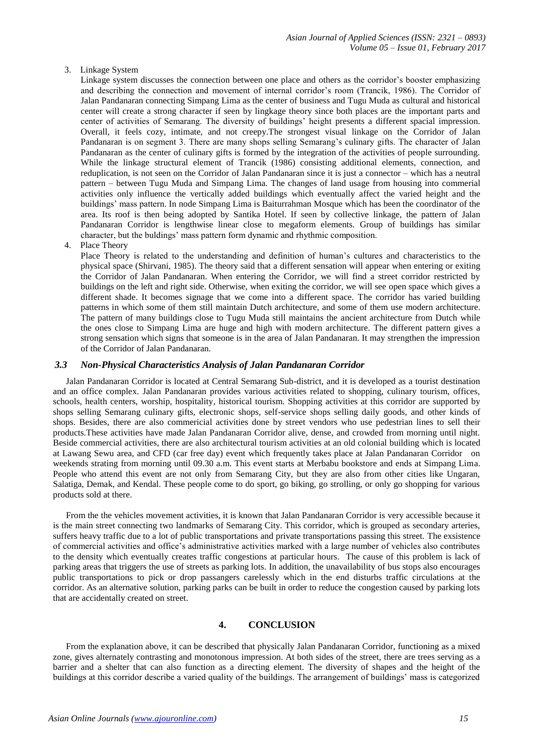3. Linkage System

   Linkage system discusses the connection between one place and others as the corridor's booster emphasizing and describing the connection and movement of internal corridor's room (Trancik, 1986). The Corridor of Jalan Pandanaran connecting Simpang Lima as the center of business and Tugu Muda as cultural and historical center will create a strong character if seen by lingkage theory since both places are the important parts and center of activities of Semarang. The diversity of buildings' height presents a different spacial impression. Overall, it feels cozy, intimate, and not creepy.The strongest visual linkage on the Corridor of Jalan Pandanaran is on segment 3. There are many shops selling Semarang's culinary gifts. The character of Jalan Pandanaran as the center of culinary gifts is formed by the integration of the activities of people surrounding. While the linkage structural element of Trancik (1986) consisting additional elements, connection, and reduplication, is not seen on the Corridor of Jalan Pandanaran since it is just a connector – which has a neutral pattern – between Tugu Muda and Simpang Lima. The changes of land usage from housing into commerial activities only influence the vertically added buildings which eventually affect the varied height and the buildings' mass pattern. In node Simpang Lima is Baiturrahman Mosque which has been the coordinator of the area. Its roof is then being adopted by Santika Hotel. If seen by collective linkage, the pattern of Jalan Pandanaran Corridor is lengthwise linear close to megaform elements. Group of buildings has similar character, but the buldings' mass pattern form dynamic and rhythmic composition.

4. Place Theory

   Place Theory is related to the understanding and definition of human's cultures and characteristics to the physical space (Shirvani, 1985). The theory said that a different sensation will appear when entering or exiting the Corridor of Jalan Pandanaran. When entering the Corridor, we will find a street corridor restricted by buildings on the left and right side. Otherwise, when exiting the corridor, we will see open space which gives a different shade. It becomes signage that we come into a different space. The corridor has varied building patterns in which some of them still maintain Dutch architecture, and some of them use modern architecture. The pattern of many buildings close to Tugu Muda still maintains the ancient architecture from Dutch while the ones close to Simpang Lima are huge and high with modern architecture. The different pattern gives a strong sensation which signs that someone is in the area of Jalan Pandanaran. It may strengthen the impression of the Corridor of Jalan Pandanaran.

### *3.3 Non-Physical Characteristics Analysis of Jalan Pandanaran Corridor*

Jalan Pandanaran Corridor is located at Central Semarang Sub-district, and it is developed as a tourist destination and an office complex. Jalan Pandanaran provides various activities related to shopping, culinary tourism, offices, schools, health centers, worship, hospitality, historical tourism. Shopping activities at this corridor are supported by shops selling Semarang culinary gifts, electronic shops, self-service shops selling daily goods, and other kinds of shops. Besides, there are also commericial activities done by street vendors who use pedestrian lines to sell their products.These activities have made Jalan Pandanaran Corridor alive, dense, and crowded from morning until night. Beside commercial activities, there are also architectural tourism activities at an old colonial building which is located at Lawang Sewu area, and CFD (car free day) event which frequently takes place at Jalan Pandanaran Corridor on weekends strating from morning until 09.30 a.m. This event starts at Merbabu bookstore and ends at Simpang Lima. People who attend this event are not only from Semarang City, but they are also from other cities like Ungaran, Salatiga, Demak, and Kendal. These people come to do sport, go biking, go strolling, or only go shopping for various products sold at there.

From the the vehicles movement activities, it is known that Jalan Pandanaran Corridor is very accessible because it is the main street connecting two landmarks of Semarang City. This corridor, which is grouped as secondary arteries, suffers heavy traffic due to a lot of public transportations and private transportations passing this street. The exsistence of commercial activities and office's administrative activities marked with a large number of vehicles also contributes to the density which eventually creates traffic congestions at particular hours. The cause of this problem is lack of parking areas that triggers the use of streets as parking lots. In addition, the unavailability of bus stops also encourages public transportations to pick or drop passangers carelessly which in the end disturbs traffic circulations at the corridor. As an alternative solution, parking parks can be built in order to reduce the congestion caused by parking lots that are accidentally created on street.

## 4. CONCLUSION

From the explanation above, it can be described that physically Jalan Pandanaran Corridor, functioning as a mixed zone, gives alternately contrasting and monotonous impression. At both sides of the street, there are trees serving as a barrier and a shelter that can also function as a directing element. The diversity of shapes and the height of the buildings at this corridor describe a varied quality of the buildings. The arrangement of buildings' mass is categorized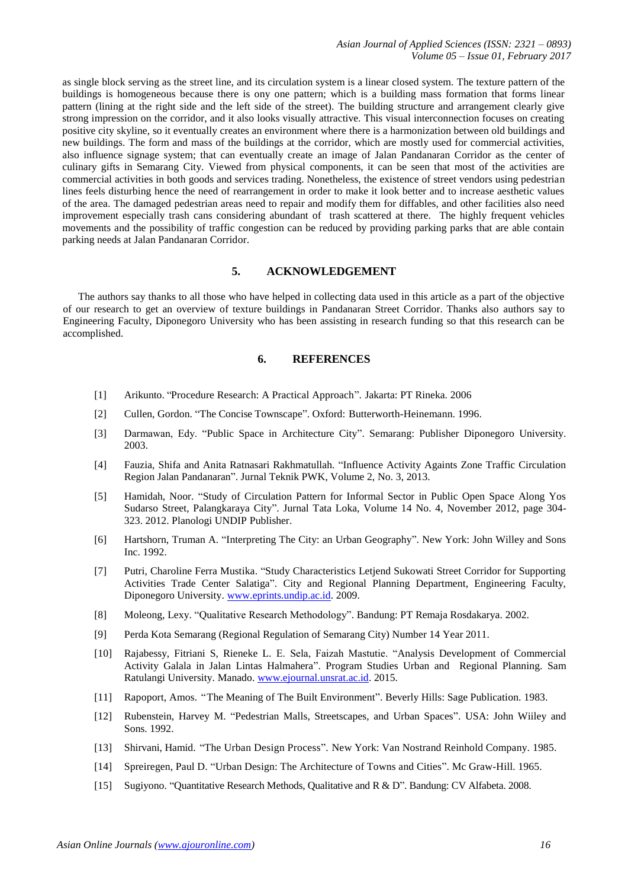as single block serving as the street line, and its circulation system is a linear closed system. The texture pattern of the buildings is homogeneous because there is ony one pattern; which is a building mass formation that forms linear pattern (lining at the right side and the left side of the street). The building structure and arrangement clearly give strong impression on the corridor, and it also looks visually attractive. This visual interconnection focuses on creating positive city skyline, so it eventually creates an environment where there is a harmonization between old buildings and new buildings. The form and mass of the buildings at the corridor, which are mostly used for commercial activities, also influence signage system; that can eventually create an image of Jalan Pandanaran Corridor as the center of culinary gifts in Semarang City. Viewed from physical components, it can be seen that most of the activities are commercial activities in both goods and services trading. Nonetheless, the existence of street vendors using pedestrian lines feels disturbing hence the need of rearrangement in order to make it look better and to increase aesthetic values of the area. The damaged pedestrian areas need to repair and modify them for diffables, and other facilities also need improvement especially trash cans considering abundant of trash scattered at there. The highly frequent vehicles movements and the possibility of traffic congestion can be reduced by providing parking parks that are able contain parking needs at Jalan Pandanaran Corridor.

## 5. ACKNOWLEDGEMENT

The authors say thanks to all those who have helped in collecting data used in this article as a part of the objective of our research to get an overview of texture buildings in Pandanaran Street Corridor. Thanks also authors say to Engineering Faculty, Diponegoro University who has been assisting in research funding so that this research can be accomplished.

## 6. REFERENCES

[1] Arikunto. "Procedure Research: A Practical Approach". Jakarta: PT Rineka. 2006

[2] Cullen, Gordon. "The Concise Townscape". Oxford: Butterworth-Heinemann. 1996.

[3] Darmawan, Edy. "Public Space in Architecture City". Semarang: Publisher Diponegoro University. 2003.

[4] Fauzia, Shifa and Anita Ratnasari Rakhmatullah. "Influence Activity Againts Zone Traffic Circulation Region Jalan Pandanaran". Jurnal Teknik PWK, Volume 2, No. 3, 2013.

[5] Hamidah, Noor. "Study of Circulation Pattern for Informal Sector in Public Open Space Along Yos Sudarso Street, Palangkaraya City". Jurnal Tata Loka, Volume 14 No. 4, November 2012, page 304-323. 2012. Planologi UNDIP Publisher.

[6] Hartshorn, Truman A. "Interpreting The City: an Urban Geography". New York: John Willey and Sons Inc. 1992.

[7] Putri, Charoline Ferra Mustika. "Study Characteristics Letjend Sukowati Street Corridor for Supporting Activities Trade Center Salatiga". City and Regional Planning Department, Engineering Faculty, Diponegoro University. www.eprints.undip.ac.id. 2009.

[8] Moleong, Lexy. "Qualitative Research Methodology". Bandung: PT Remaja Rosdakarya. 2002.

[9] Perda Kota Semarang (Regional Regulation of Semarang City) Number 14 Year 2011.

[10] Rajabessy, Fitriani S, Rieneke L. E. Sela, Faizah Mastutie. "Analysis Development of Commercial Activity Galala in Jalan Lintas Halmahera". Program Studies Urban and Regional Planning. Sam Ratulangi University. Manado. www.ejournal.unsrat.ac.id. 2015.

[11] Rapoport, Amos. "The Meaning of The Built Environment". Beverly Hills: Sage Publication. 1983.

[12] Rubenstein, Harvey M. "Pedestrian Malls, Streetscapes, and Urban Spaces". USA: John Wiiley and Sons. 1992.

[13] Shirvani, Hamid. "The Urban Design Process". New York: Van Nostrand Reinhold Company. 1985.

[14] Spreiregen, Paul D. "Urban Design: The Architecture of Towns and Cities". Mc Graw-Hill. 1965.

[15] Sugiyono. "Quantitative Research Methods, Qualitative and R & D". Bandung: CV Alfabeta. 2008.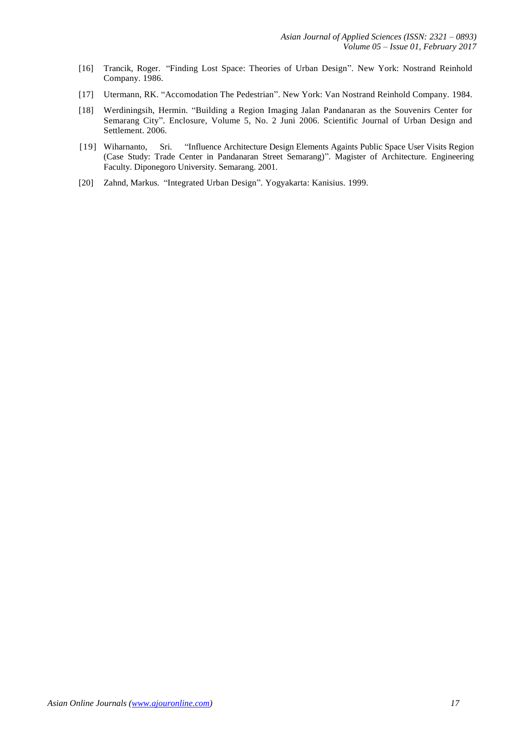[16] Trancik, Roger. "Finding Lost Space: Theories of Urban Design". New York: Nostrand Reinhold Company. 1986.

[17] Utermann, RK. "Accomodation The Pedestrian". New York: Van Nostrand Reinhold Company. 1984.

[18] Werdiningsih, Hermin. "Building a Region Imaging Jalan Pandanaran as the Souvenirs Center for Semarang City". Enclosure, Volume 5, No. 2 Juni 2006. Scientific Journal of Urban Design and Settlement. 2006.

[19] Wiharnanto, Sri. "Influence Architecture Design Elements Againts Public Space User Visits Region (Case Study: Trade Center in Pandanaran Street Semarang)". Magister of Architecture. Engineering Faculty. Diponegoro University. Semarang. 2001.

[20] Zahnd, Markus. "Integrated Urban Design". Yogyakarta: Kanisius. 1999.